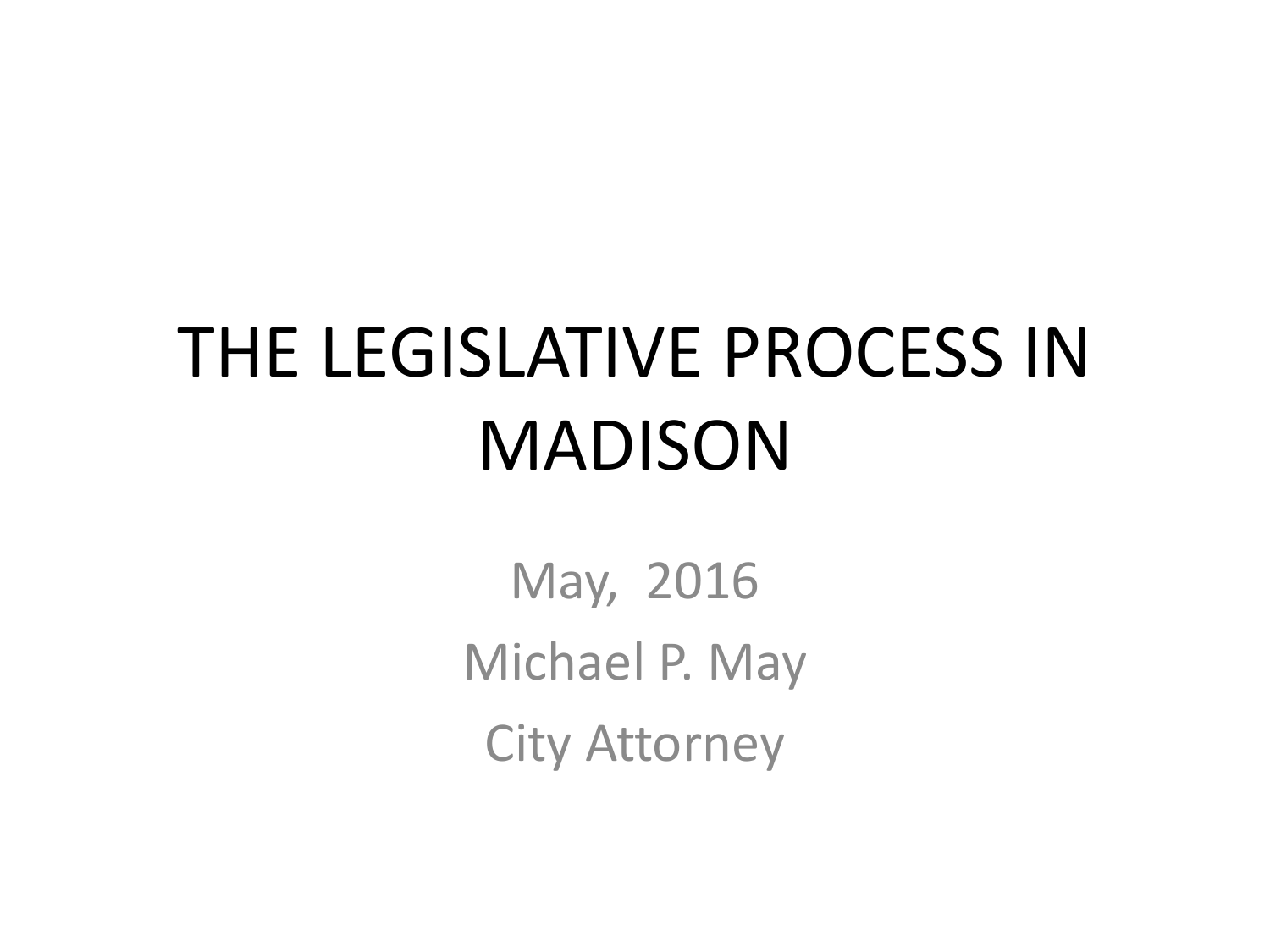# THE LEGISLATIVE PROCESS IN MADISON

May, 2016

Michael P. May

City Attorney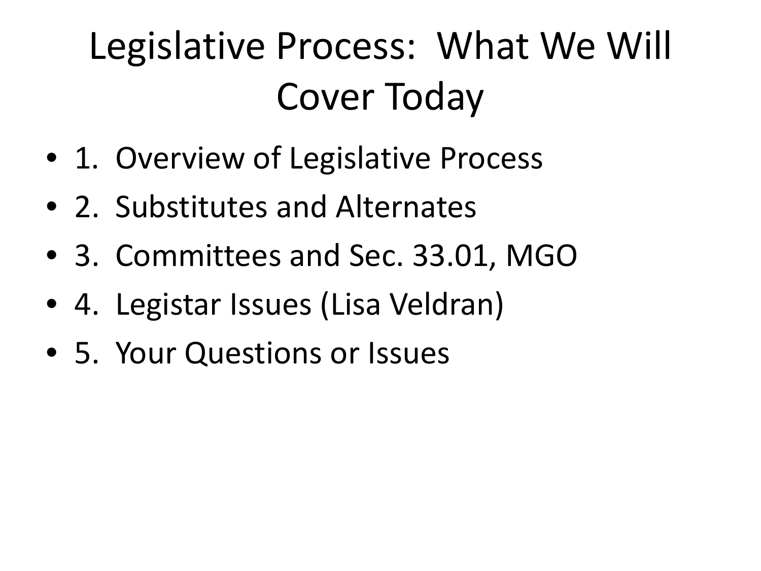# Legislative Process: What We Will Cover Today

- 1. Overview of Legislative Process
- 2. Substitutes and Alternates
- 3. Committees and Sec. 33.01, MGO
- 4. Legistar Issues (Lisa Veldran)
- 5. Your Questions or Issues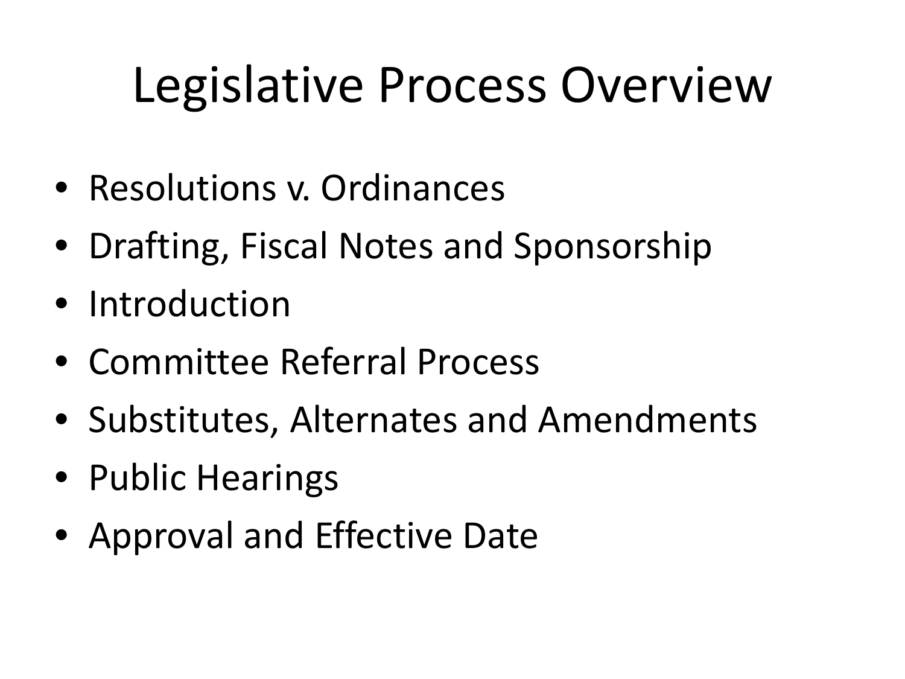# Legislative Process Overview

- Resolutions v. Ordinances
- Drafting, Fiscal Notes and Sponsorship
- Introduction
- Committee Referral Process
- Substitutes, Alternates and Amendments
- Public Hearings
- Approval and Effective Date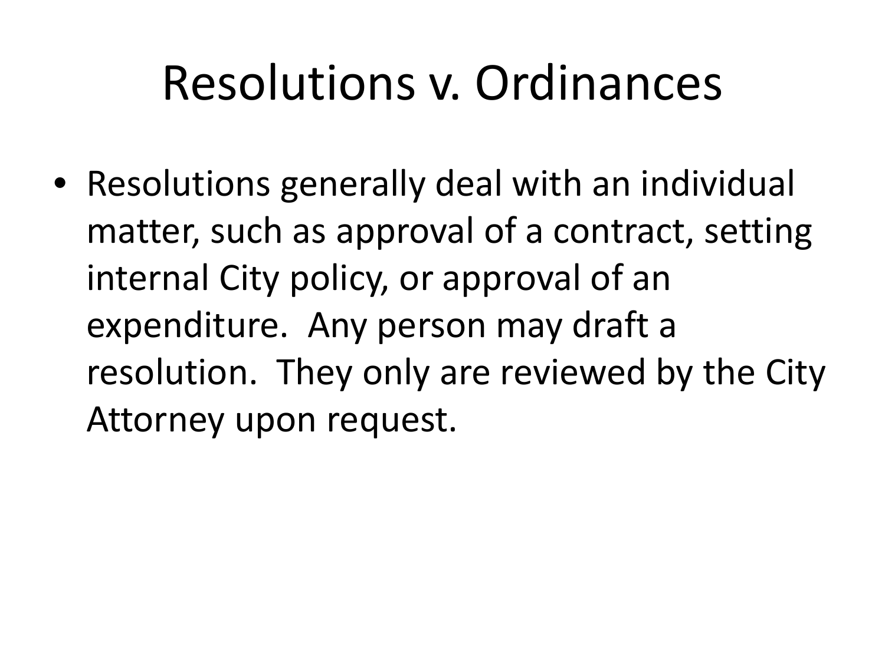# Resolutions v. Ordinances

- Resolutions generally deal with an individual matter, such as approval of a contract, setting internal City policy, or approval of an expenditure. Any person may draft a resolution. They only are reviewed by the City Attorney upon request.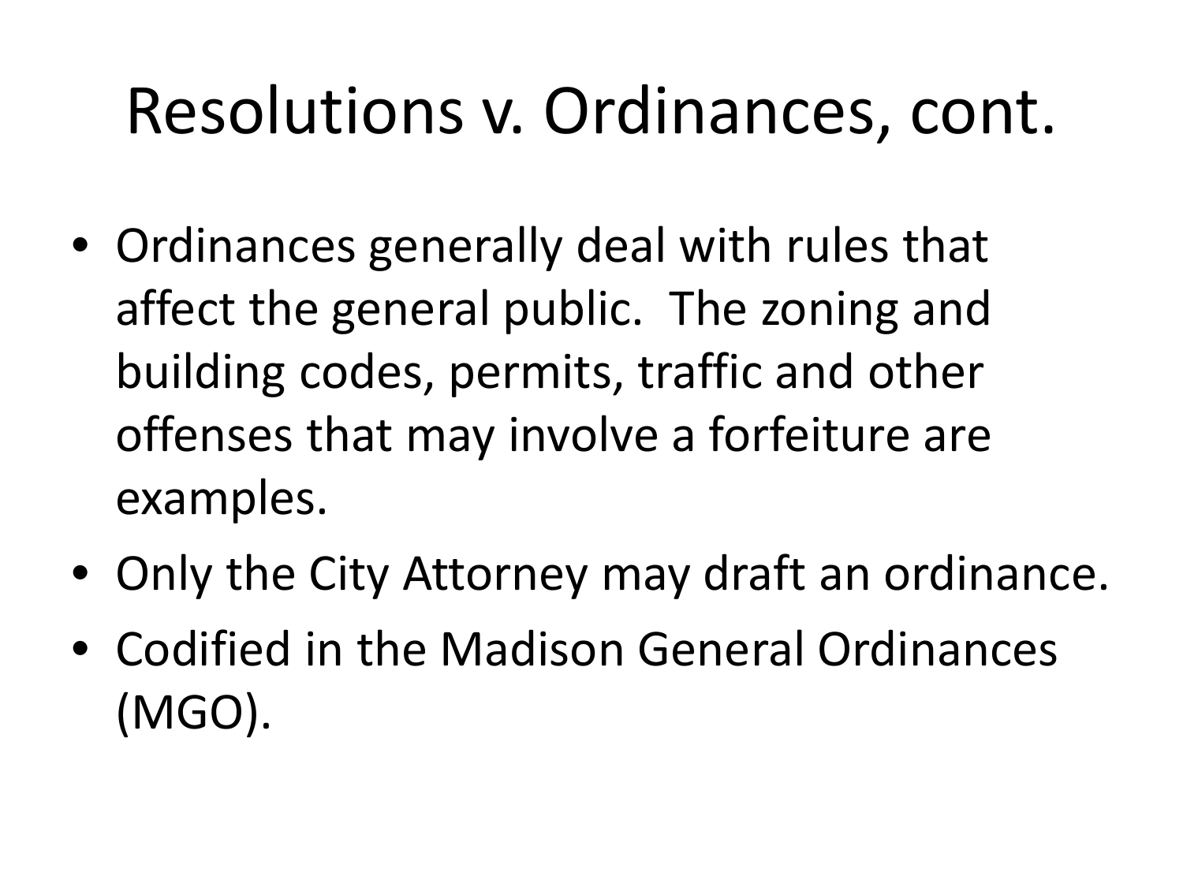# Resolutions v. Ordinances, cont.

- Ordinances generally deal with rules that affect the general public. The zoning and building codes, permits, traffic and other offenses that may involve a forfeiture are examples.
- Only the City Attorney may draft an ordinance.
- Codified in the Madison General Ordinances (MGO).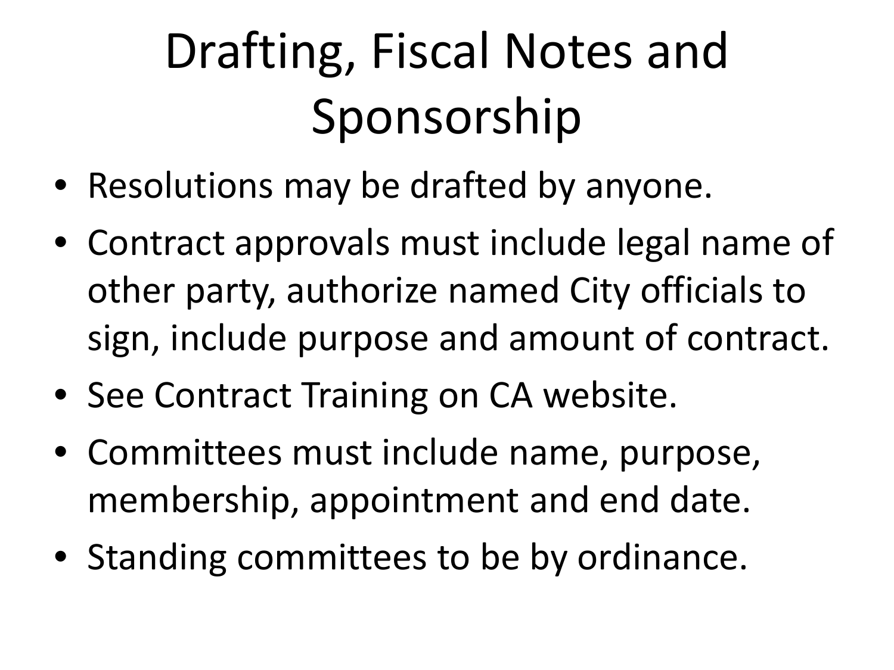# Drafting, Fiscal Notes and Sponsorship

- Resolutions may be drafted by anyone.
- Contract approvals must include legal name of other party, authorize named City officials to sign, include purpose and amount of contract.
- See Contract Training on CA website.
- Committees must include name, purpose, membership, appointment and end date.
- Standing committees to be by ordinance.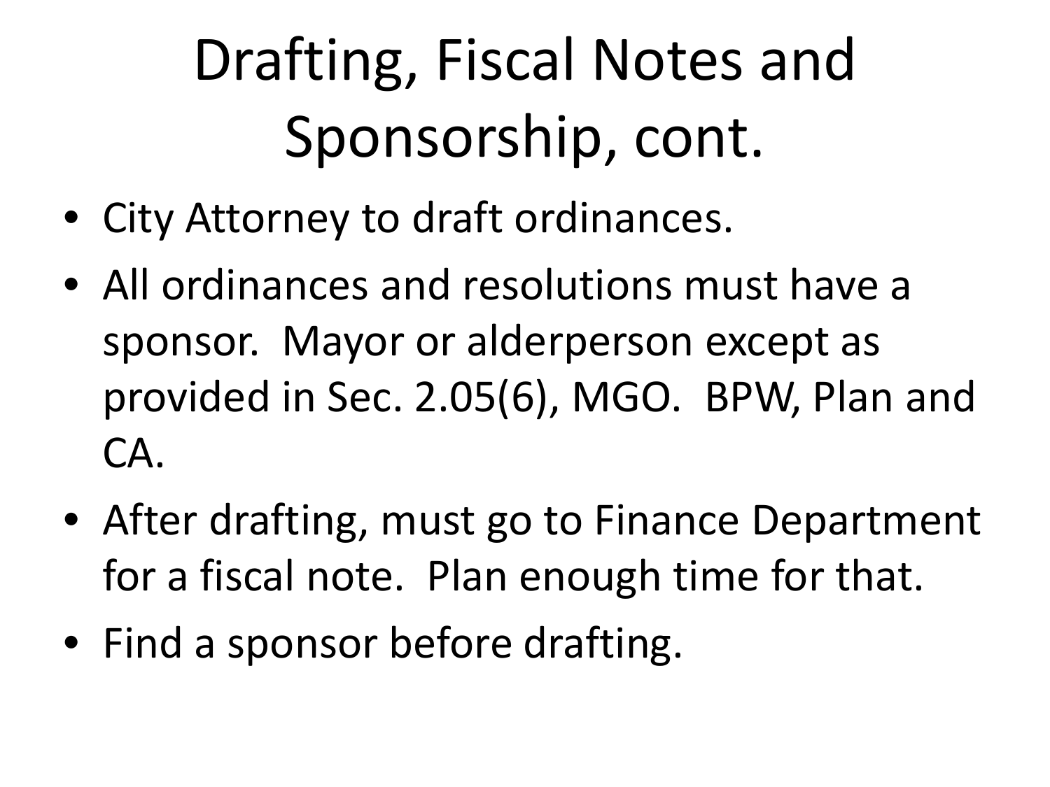# Drafting, Fiscal Notes and Sponsorship, cont.

- City Attorney to draft ordinances.
- All ordinances and resolutions must have a sponsor. Mayor or alderperson except as provided in Sec. 2.05(6), MGO. BPW, Plan and CA.
- After drafting, must go to Finance Department for a fiscal note. Plan enough time for that.
- Find a sponsor before drafting.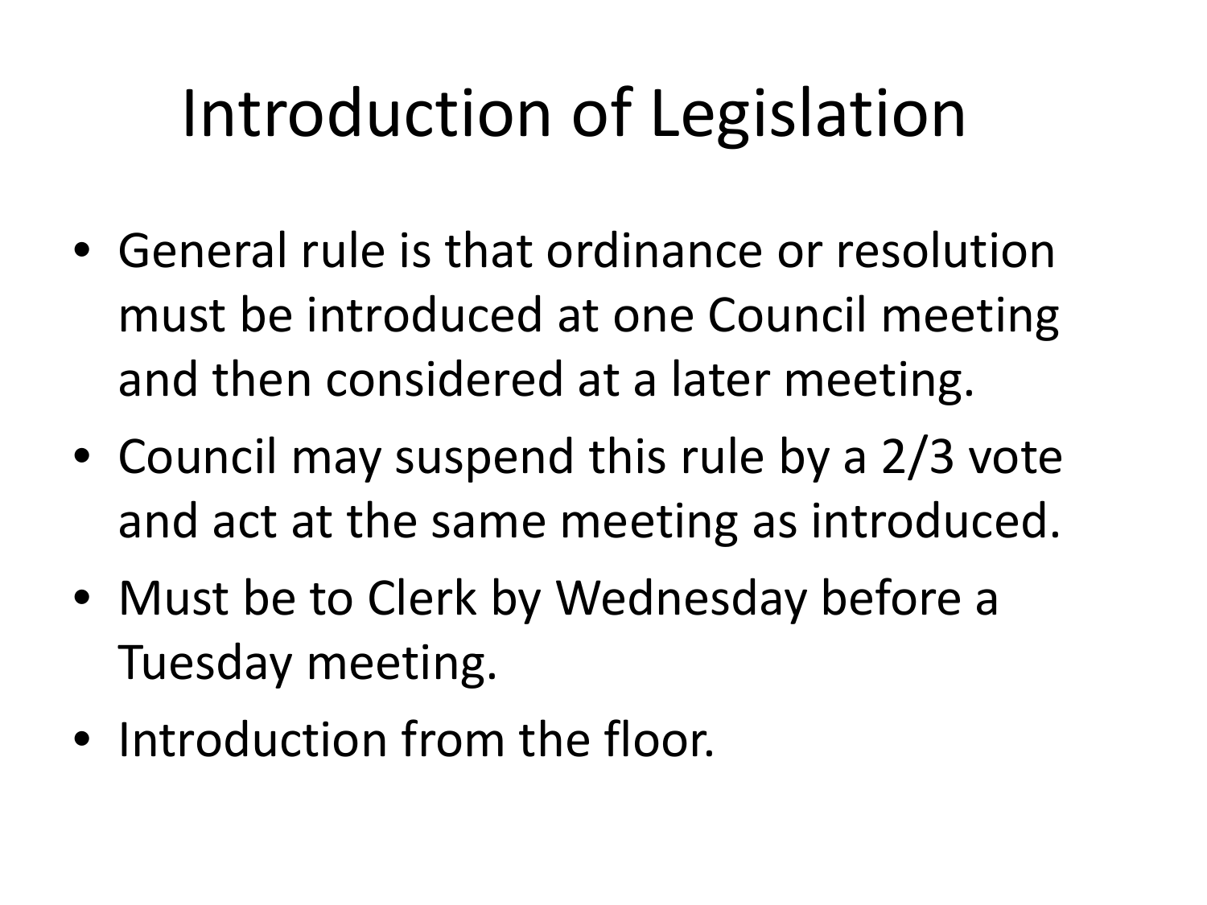# Introduction of Legislation

- General rule is that ordinance or resolution must be introduced at one Council meeting and then considered at a later meeting.
- Council may suspend this rule by a 2/3 vote and act at the same meeting as introduced.
- Must be to Clerk by Wednesday before a Tuesday meeting.
- Introduction from the floor.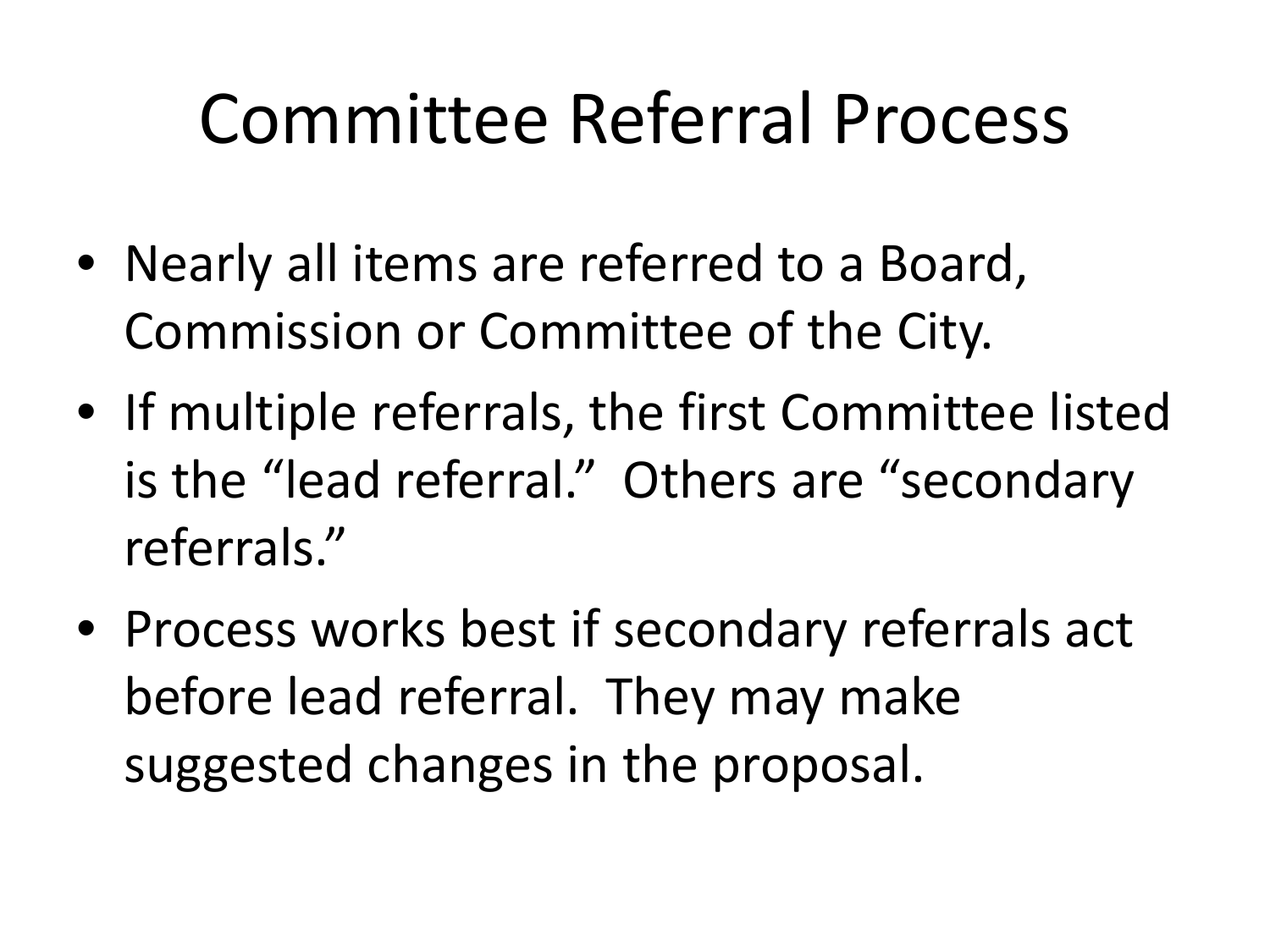# Committee Referral Process

- Nearly all items are referred to a Board, Commission or Committee of the City.
- If multiple referrals, the first Committee listed is the "lead referral." Others are "secondary referrals."
- Process works best if secondary referrals act before lead referral. They may make suggested changes in the proposal.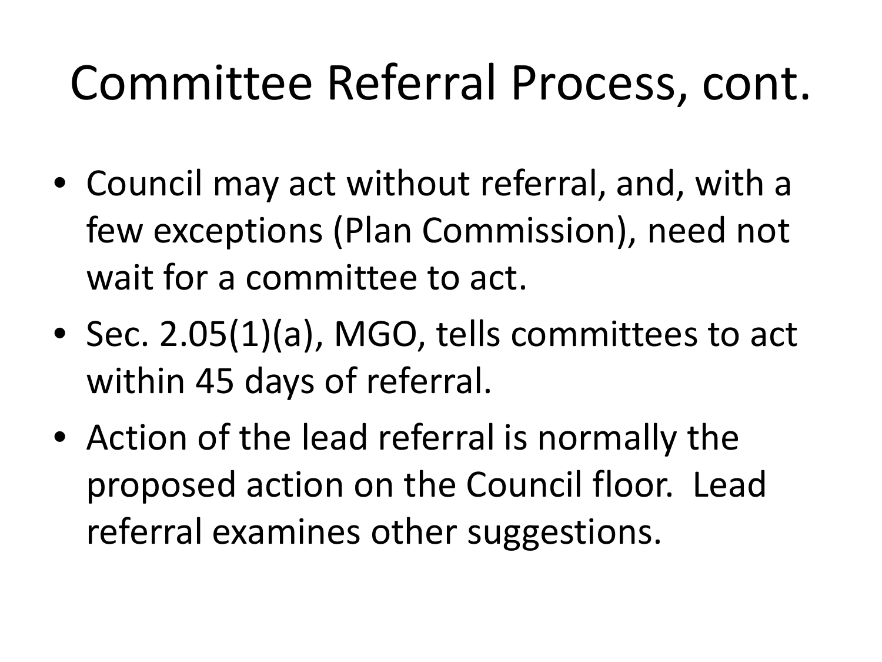# Committee Referral Process, cont.

- Council may act without referral, and, with a few exceptions (Plan Commission), need not wait for a committee to act.
- Sec. 2.05(1)(a), MGO, tells committees to act within 45 days of referral.
- Action of the lead referral is normally the proposed action on the Council floor. Lead referral examines other suggestions.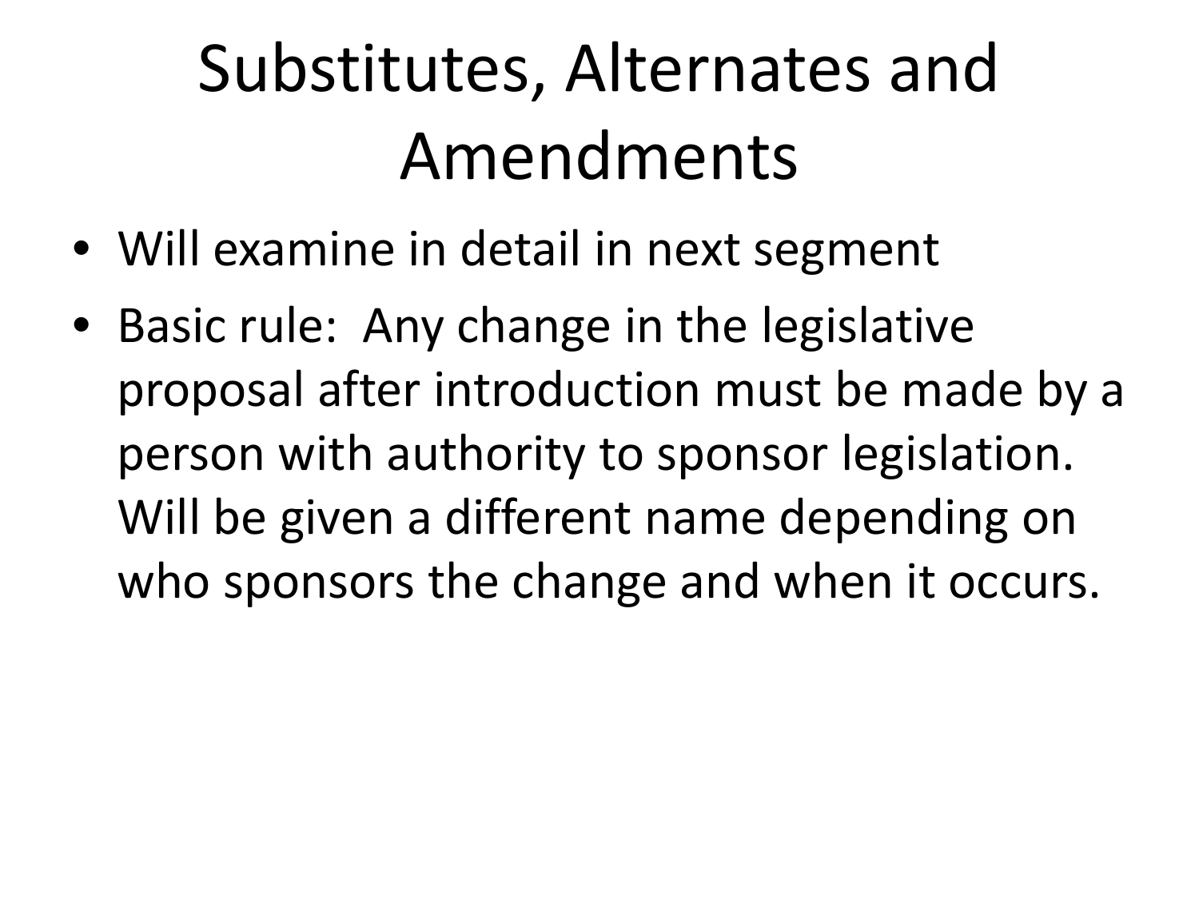# Substitutes, Alternates and Amendments

- Will examine in detail in next segment
- Basic rule: Any change in the legislative proposal after introduction must be made by a person with authority to sponsor legislation. Will be given a different name depending on who sponsors the change and when it occurs.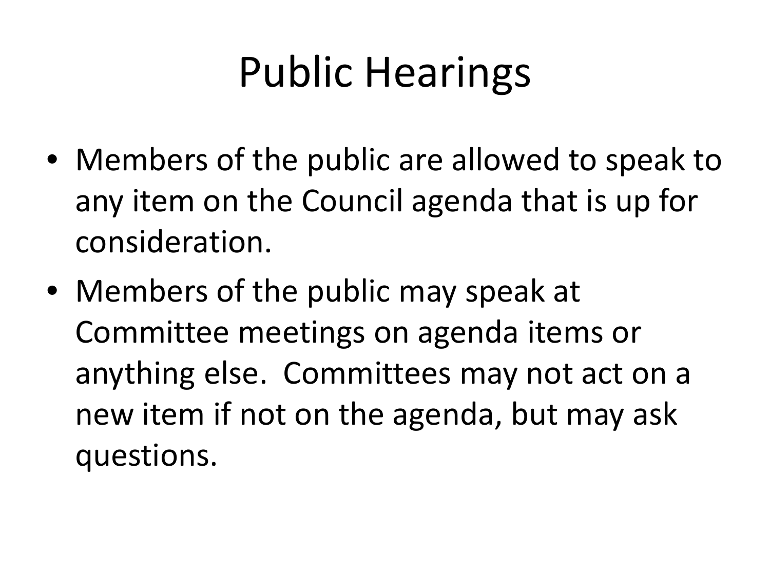# Public Hearings

- Members of the public are allowed to speak to any item on the Council agenda that is up for consideration.
- Members of the public may speak at Committee meetings on agenda items or anything else. Committees may not act on a new item if not on the agenda, but may ask questions.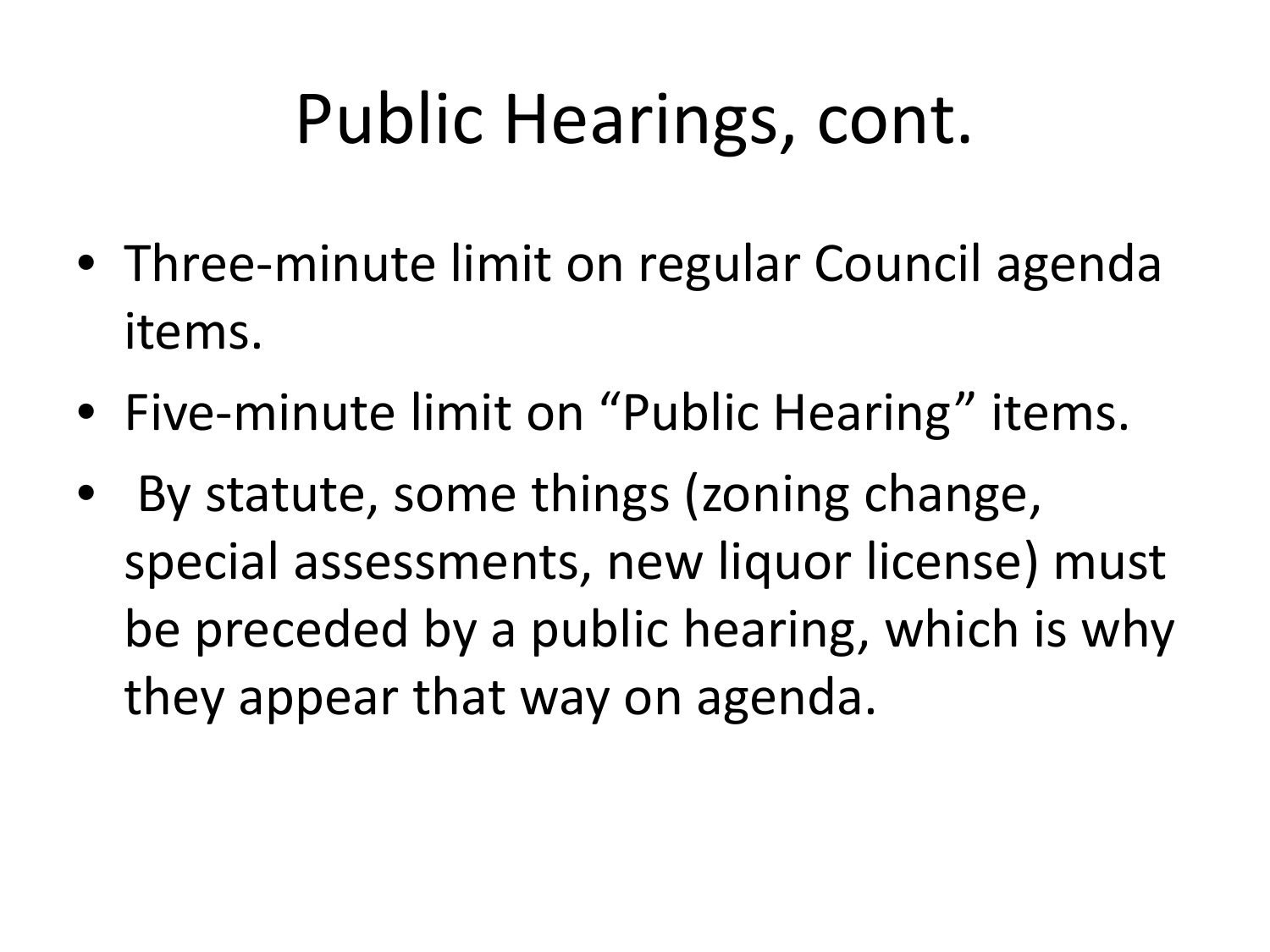# Public Hearings, cont.

- Three-minute limit on regular Council agenda items.
- Five-minute limit on “Public Hearing” items.
- By statute, some things (zoning change, special assessments, new liquor license) must be preceded by a public hearing, which is why they appear that way on agenda.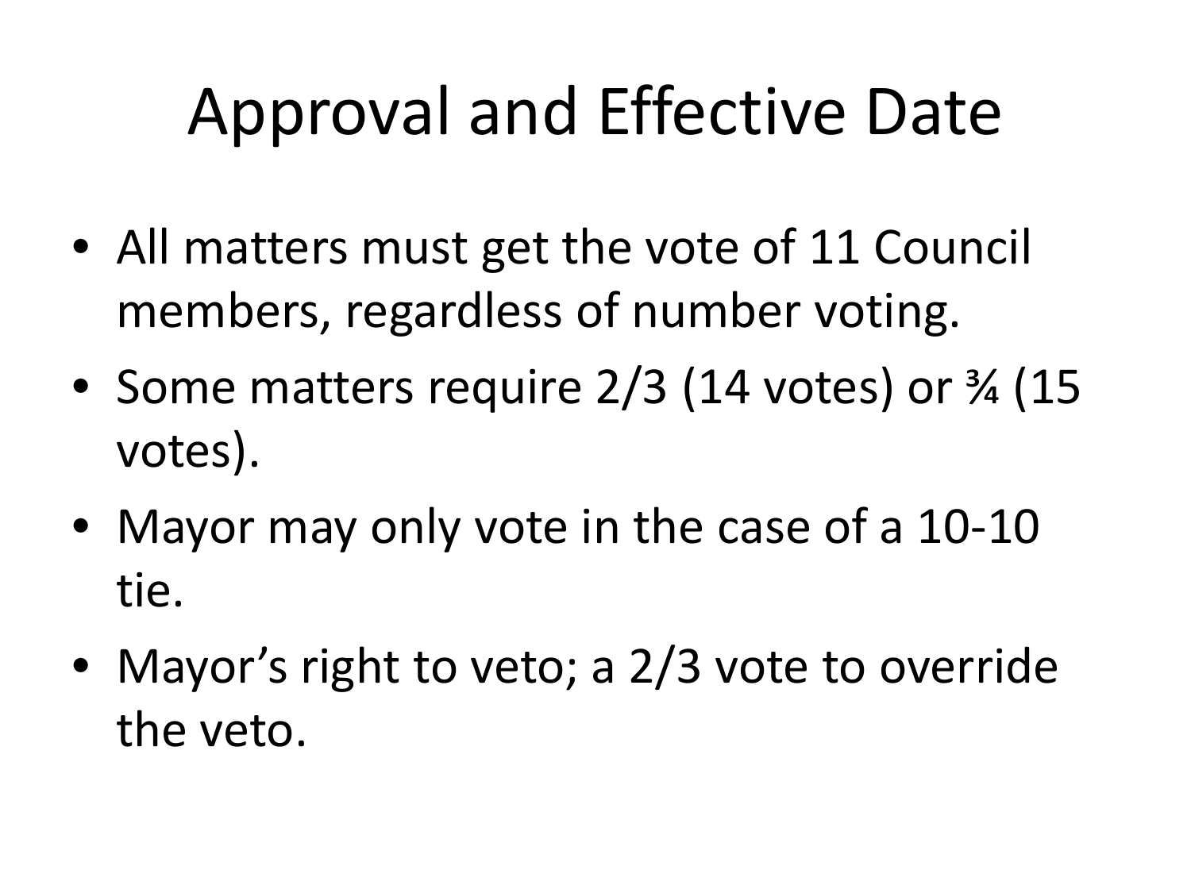# Approval and Effective Date

- All matters must get the vote of 11 Council members, regardless of number voting.
- Some matters require 2/3 (14 votes) or ¾ (15 votes).
- Mayor may only vote in the case of a 10-10 tie.
- Mayor's right to veto; a 2/3 vote to override the veto.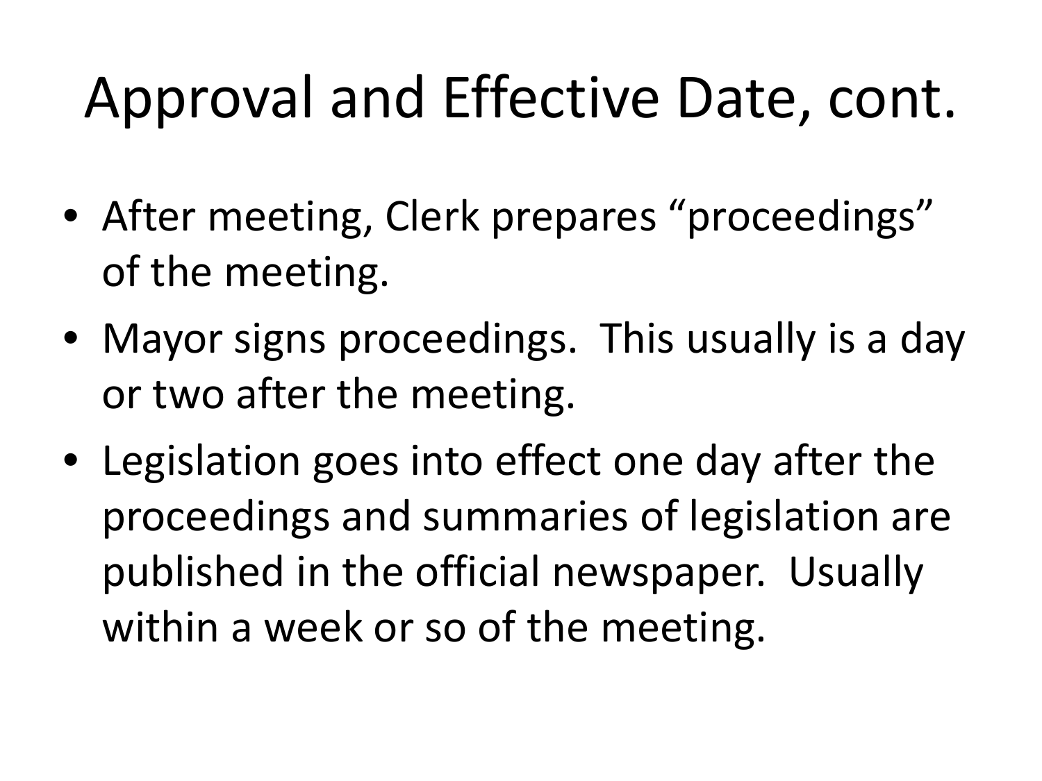# Approval and Effective Date, cont.

- After meeting, Clerk prepares "proceedings" of the meeting.
- Mayor signs proceedings. This usually is a day or two after the meeting.
- Legislation goes into effect one day after the proceedings and summaries of legislation are published in the official newspaper. Usually within a week or so of the meeting.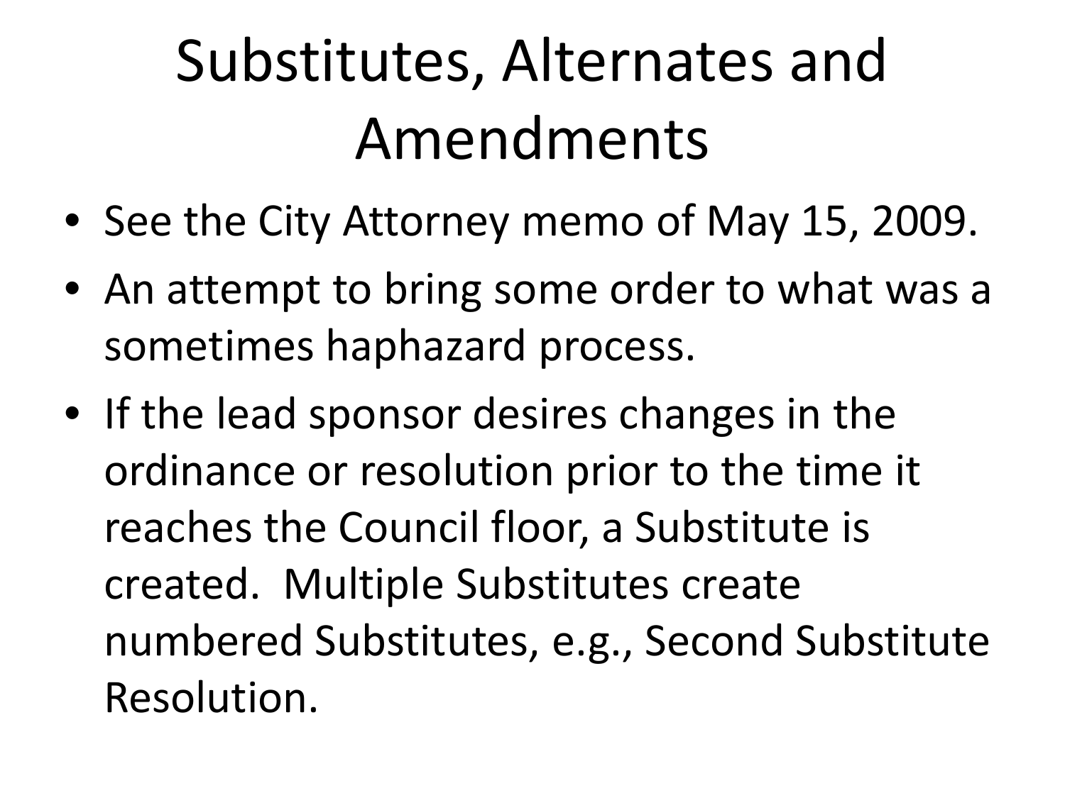# Substitutes, Alternates and Amendments

- See the City Attorney memo of May 15, 2009.
- An attempt to bring some order to what was a sometimes haphazard process.
- If the lead sponsor desires changes in the ordinance or resolution prior to the time it reaches the Council floor, a Substitute is created. Multiple Substitutes create numbered Substitutes, e.g., Second Substitute Resolution.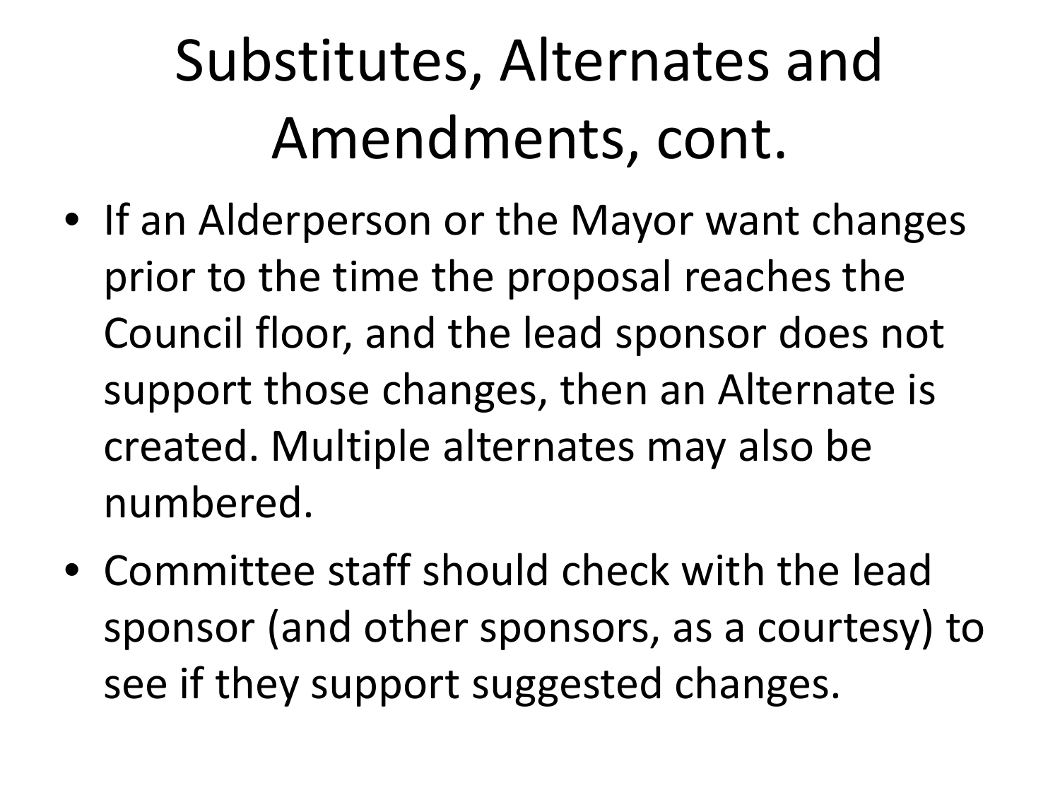# Substitutes, Alternates and Amendments, cont.

- If an Alderperson or the Mayor want changes prior to the time the proposal reaches the Council floor, and the lead sponsor does not support those changes, then an Alternate is created. Multiple alternates may also be numbered.
- Committee staff should check with the lead sponsor (and other sponsors, as a courtesy) to see if they support suggested changes.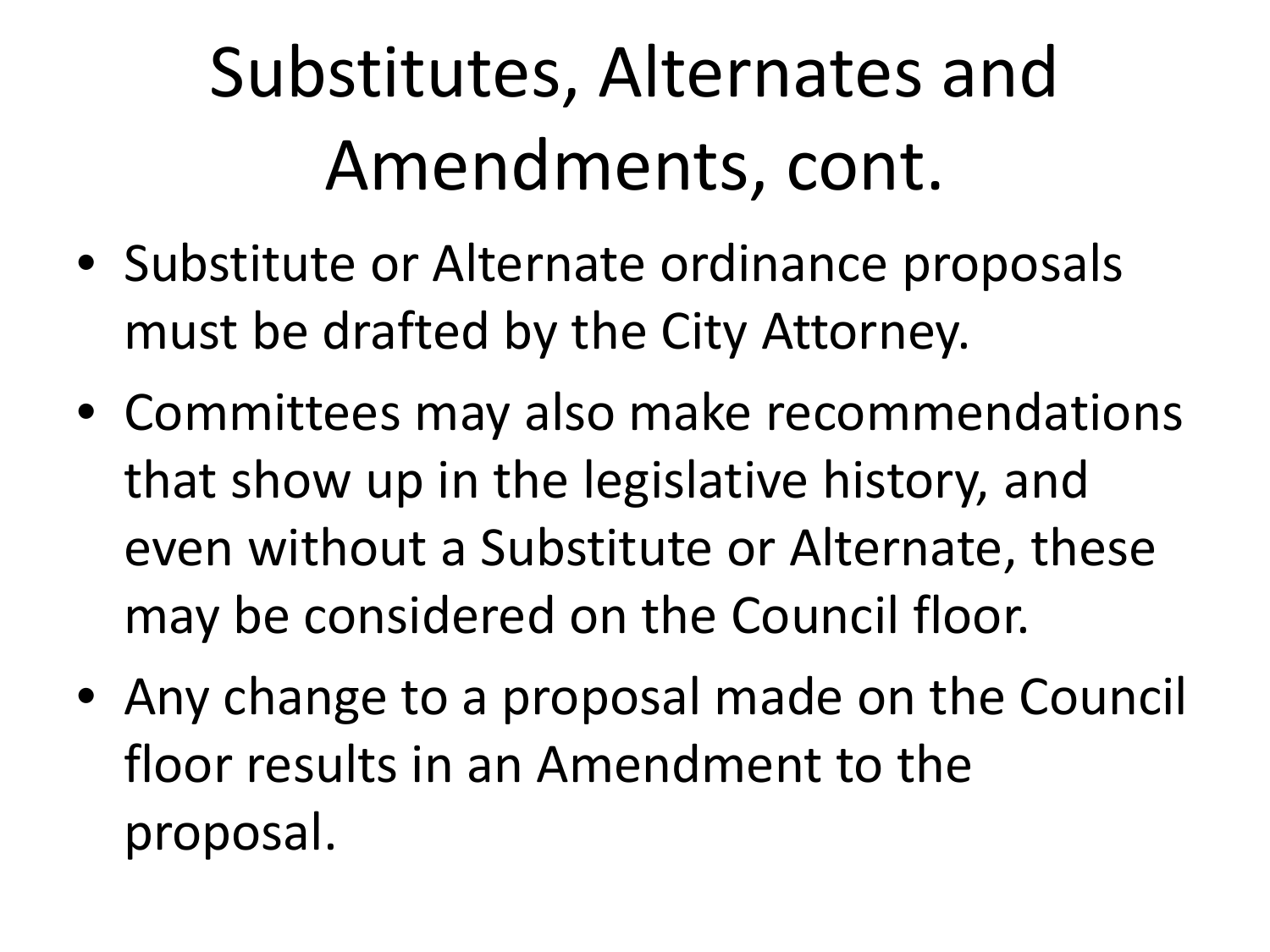# Substitutes, Alternates and Amendments, cont.

- Substitute or Alternate ordinance proposals must be drafted by the City Attorney.
- Committees may also make recommendations that show up in the legislative history, and even without a Substitute or Alternate, these may be considered on the Council floor.
- Any change to a proposal made on the Council floor results in an Amendment to the proposal.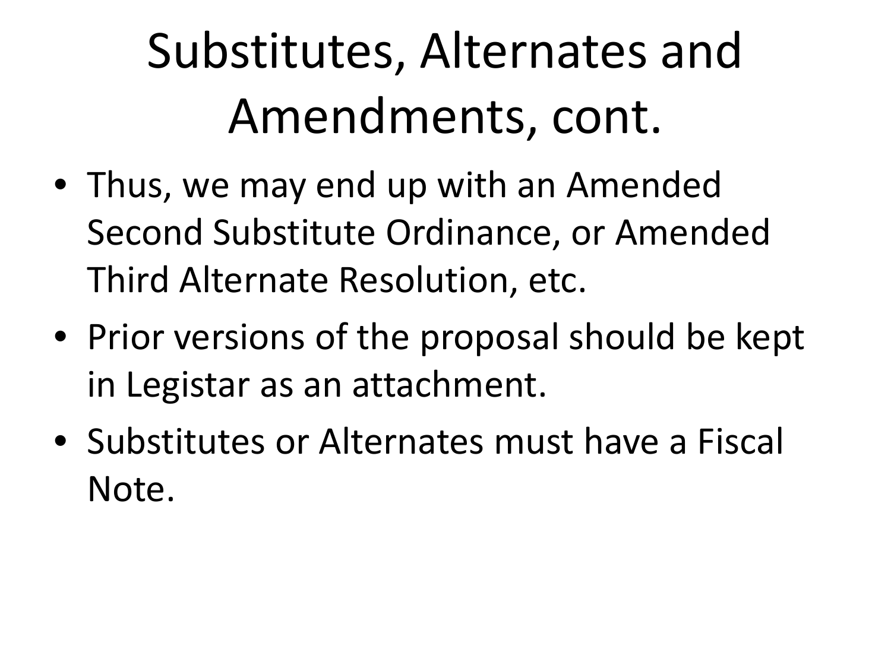# Substitutes, Alternates and Amendments, cont.

- Thus, we may end up with an Amended Second Substitute Ordinance, or Amended Third Alternate Resolution, etc.
- Prior versions of the proposal should be kept in Legistar as an attachment.
- Substitutes or Alternates must have a Fiscal Note.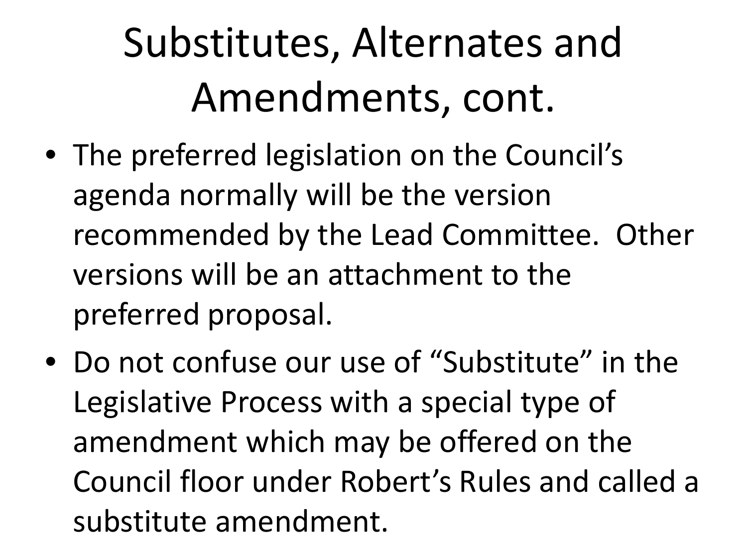# Substitutes, Alternates and Amendments, cont.

- The preferred legislation on the Council's agenda normally will be the version recommended by the Lead Committee. Other versions will be an attachment to the preferred proposal.
- Do not confuse our use of "Substitute" in the Legislative Process with a special type of amendment which may be offered on the Council floor under Robert's Rules and called a substitute amendment.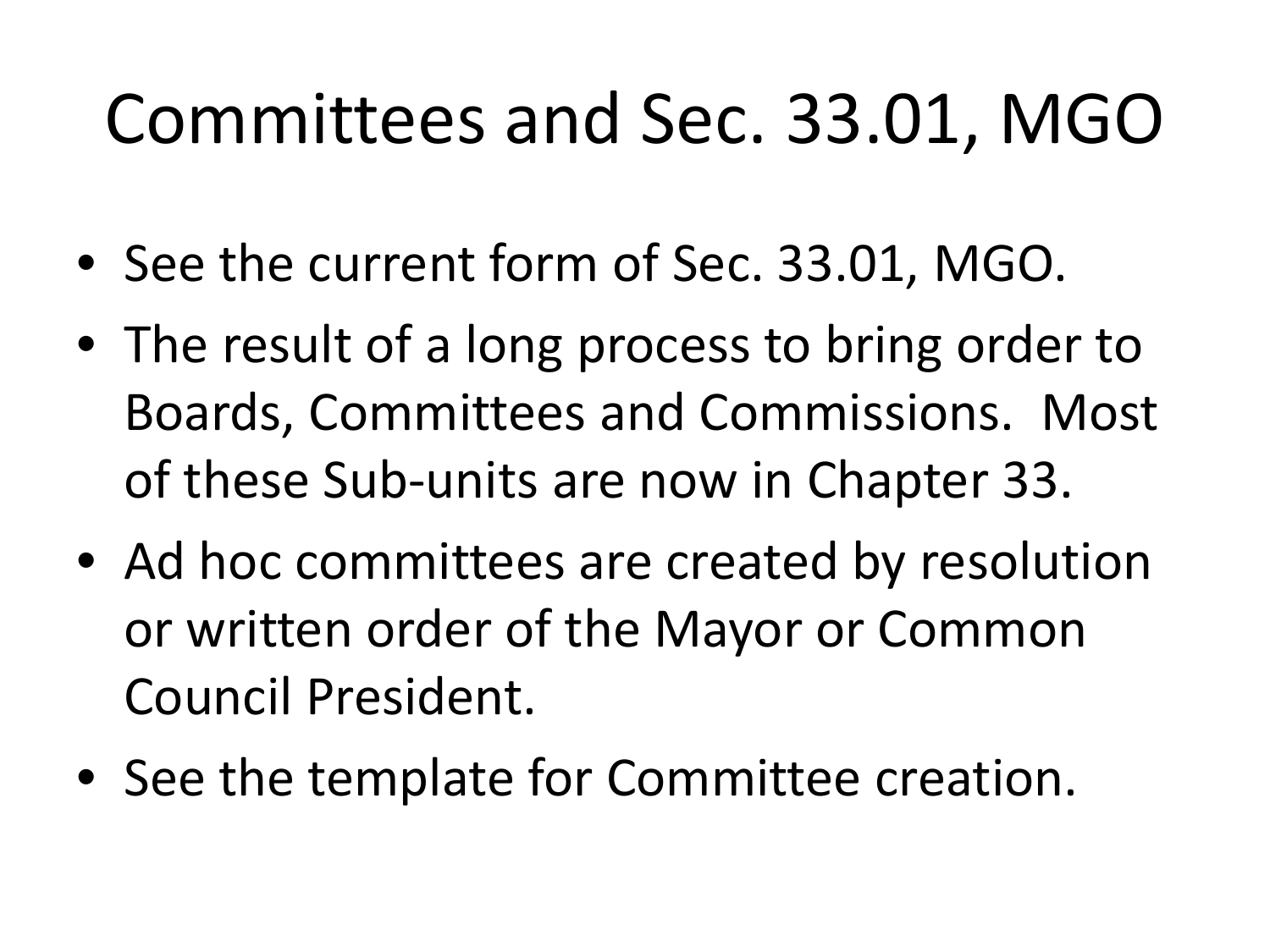# Committees and Sec. 33.01, MGO

- See the current form of Sec. 33.01, MGO.
- The result of a long process to bring order to Boards, Committees and Commissions. Most of these Sub-units are now in Chapter 33.
- Ad hoc committees are created by resolution or written order of the Mayor or Common Council President.
- See the template for Committee creation.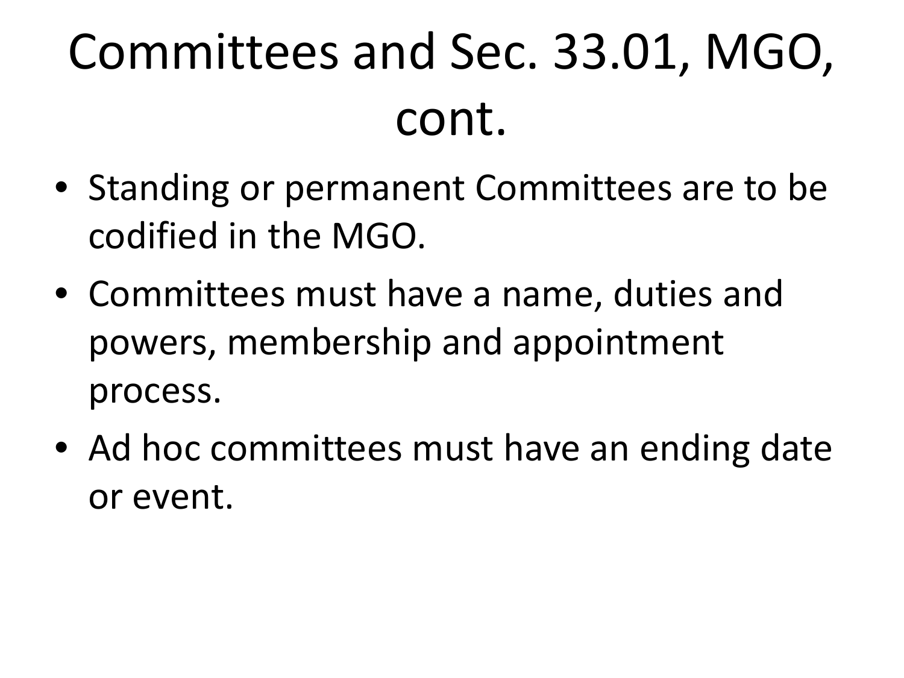# Committees and Sec. 33.01, MGO, cont.

- Standing or permanent Committees are to be codified in the MGO.
- Committees must have a name, duties and powers, membership and appointment process.
- Ad hoc committees must have an ending date or event.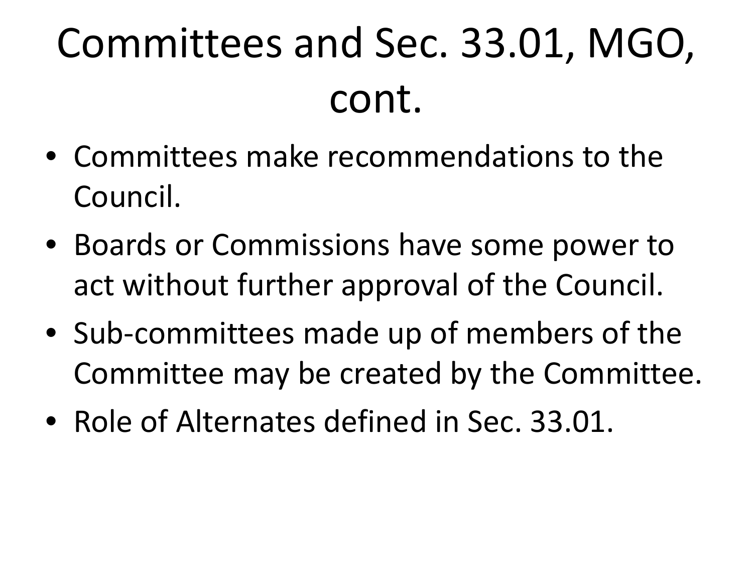# Committees and Sec. 33.01, MGO, cont.

- Committees make recommendations to the Council.
- Boards or Commissions have some power to act without further approval of the Council.
- Sub-committees made up of members of the Committee may be created by the Committee.
- Role of Alternates defined in Sec. 33.01.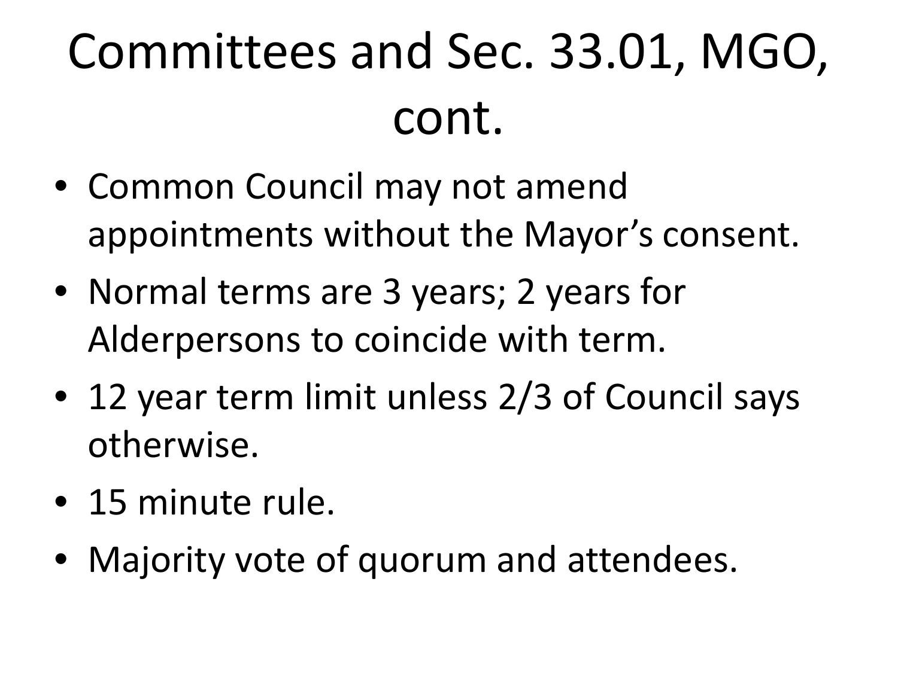# Committees and Sec. 33.01, MGO, cont.

- Common Council may not amend appointments without the Mayor's consent.
- Normal terms are 3 years; 2 years for Alderpersons to coincide with term.
- 12 year term limit unless 2/3 of Council says otherwise.
- 15 minute rule.
- Majority vote of quorum and attendees.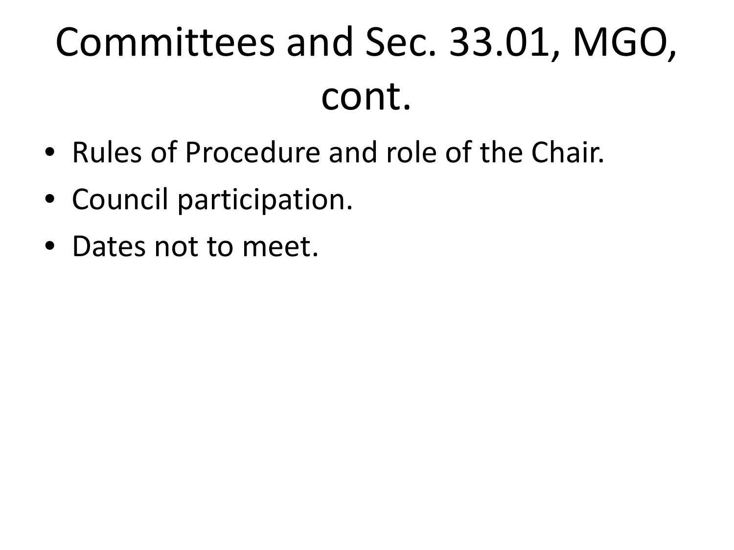# Committees and Sec. 33.01, MGO, cont.

- Rules of Procedure and role of the Chair.
- Council participation.
- Dates not to meet.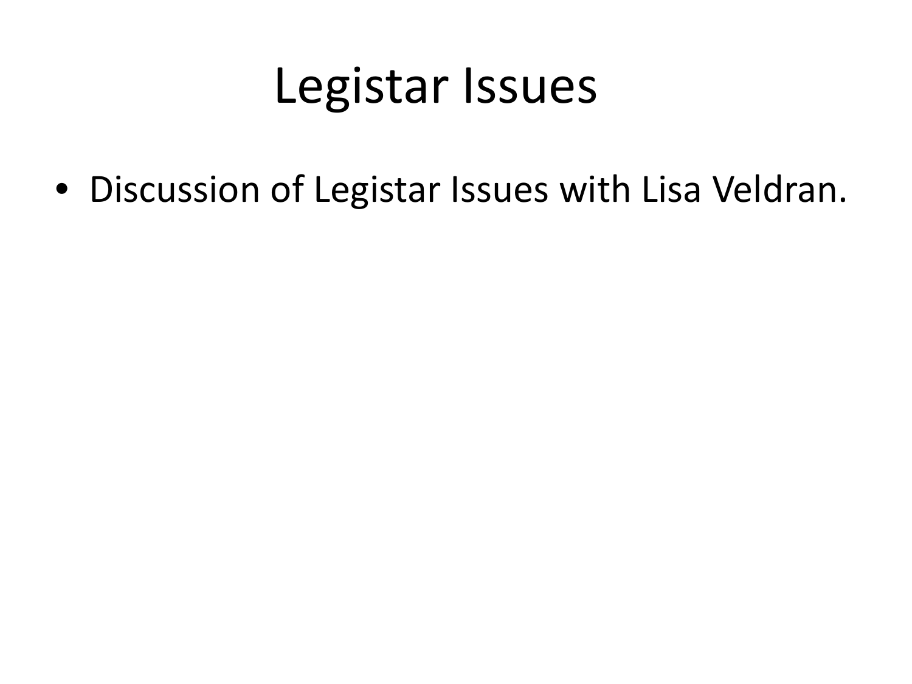# Legistar Issues

- Discussion of Legistar Issues with Lisa Veldran.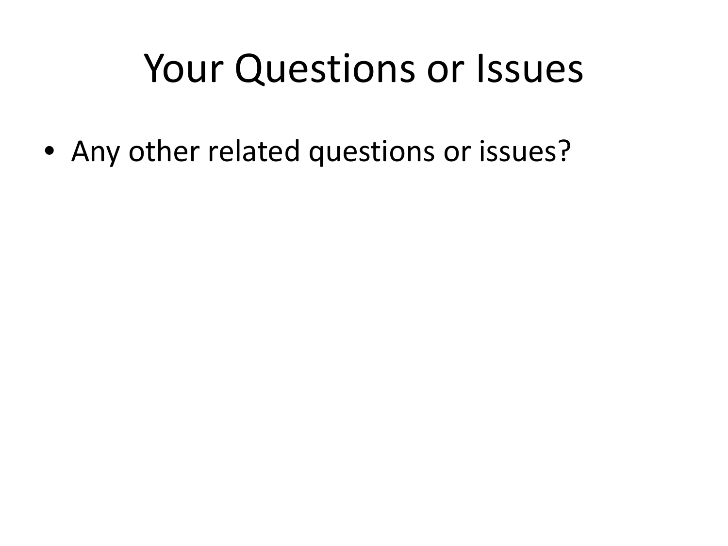# Your Questions or Issues

- Any other related questions or issues?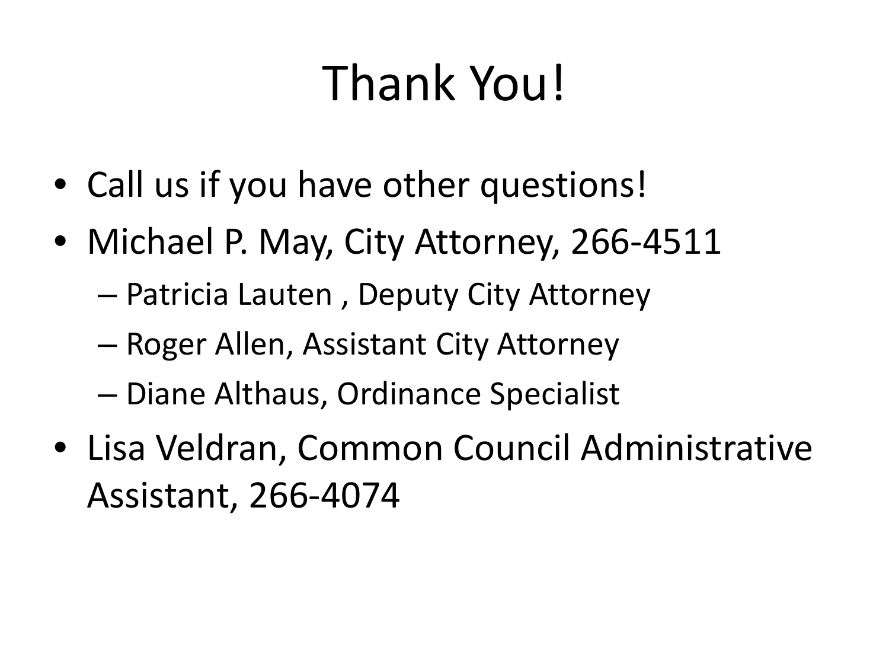# Thank You!

- Call us if you have other questions!
- Michael P. May, City Attorney, 266-4511
  - Patricia Lauten , Deputy City Attorney
  - Roger Allen, Assistant City Attorney
  - Diane Althaus, Ordinance Specialist
- Lisa Veldran, Common Council Administrative Assistant, 266-4074